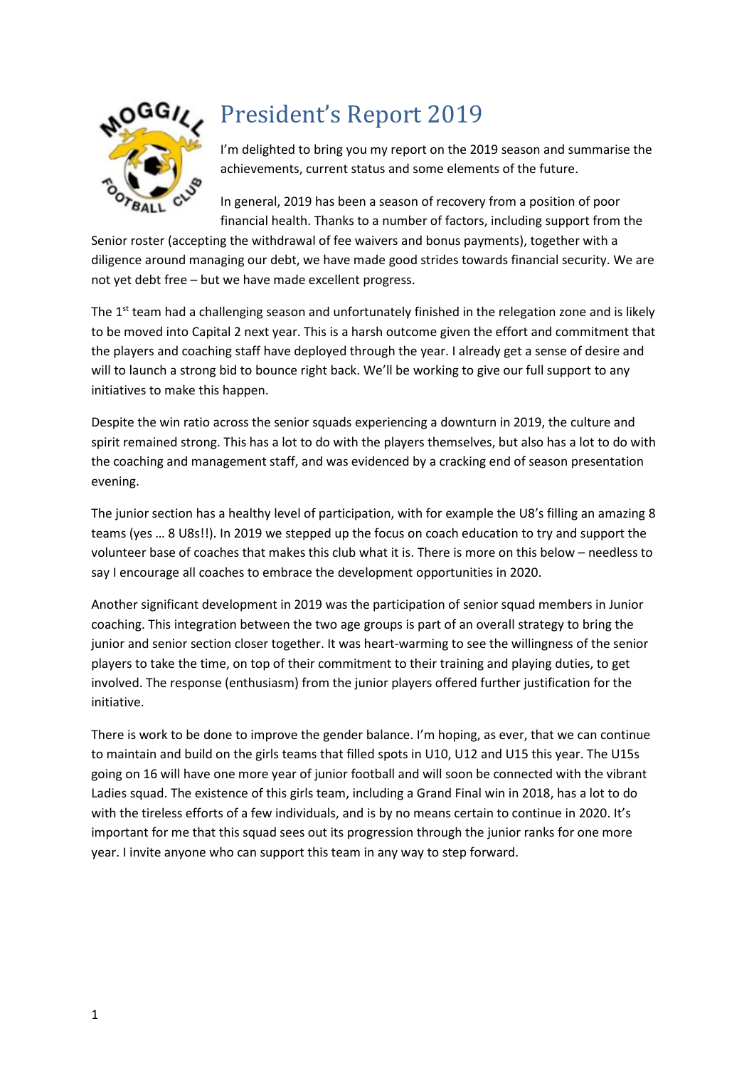# President's Report 2019

I'm delighted to bring you my report on the 2019 season and summarise the achievements, current status and some elements of the future.

In general, 2019 has been a season of recovery from a position of poor financial health. Thanks to a number of factors, including support from the Senior roster (accepting the withdrawal of fee waivers and bonus payments), together with a diligence around managing our debt, we have made good strides towards financial security. We are not yet debt free – but we have made excellent progress.

The 1st team had a challenging season and unfortunately finished in the relegation zone and is likely to be moved into Capital 2 next year. This is a harsh outcome given the effort and commitment that the players and coaching staff have deployed through the year. I already get a sense of desire and will to launch a strong bid to bounce right back. We'll be working to give our full support to any initiatives to make this happen.

Despite the win ratio across the senior squads experiencing a downturn in 2019, the culture and spirit remained strong. This has a lot to do with the players themselves, but also has a lot to do with the coaching and management staff, and was evidenced by a cracking end of season presentation evening.

The junior section has a healthy level of participation, with for example the U8's filling an amazing 8 teams (yes … 8 U8s!!). In 2019 we stepped up the focus on coach education to try and support the volunteer base of coaches that makes this club what it is. There is more on this below – needless to say I encourage all coaches to embrace the development opportunities in 2020.

Another significant development in 2019 was the participation of senior squad members in Junior coaching. This integration between the two age groups is part of an overall strategy to bring the junior and senior section closer together. It was heart-warming to see the willingness of the senior players to take the time, on top of their commitment to their training and playing duties, to get involved. The response (enthusiasm) from the junior players offered further justification for the initiative.

There is work to be done to improve the gender balance. I'm hoping, as ever, that we can continue to maintain and build on the girls teams that filled spots in U10, U12 and U15 this year. The U15s going on 16 will have one more year of junior football and will soon be connected with the vibrant Ladies squad. The existence of this girls team, including a Grand Final win in 2018, has a lot to do with the tireless efforts of a few individuals, and is by no means certain to continue in 2020. It's important for me that this squad sees out its progression through the junior ranks for one more year. I invite anyone who can support this team in any way to step forward.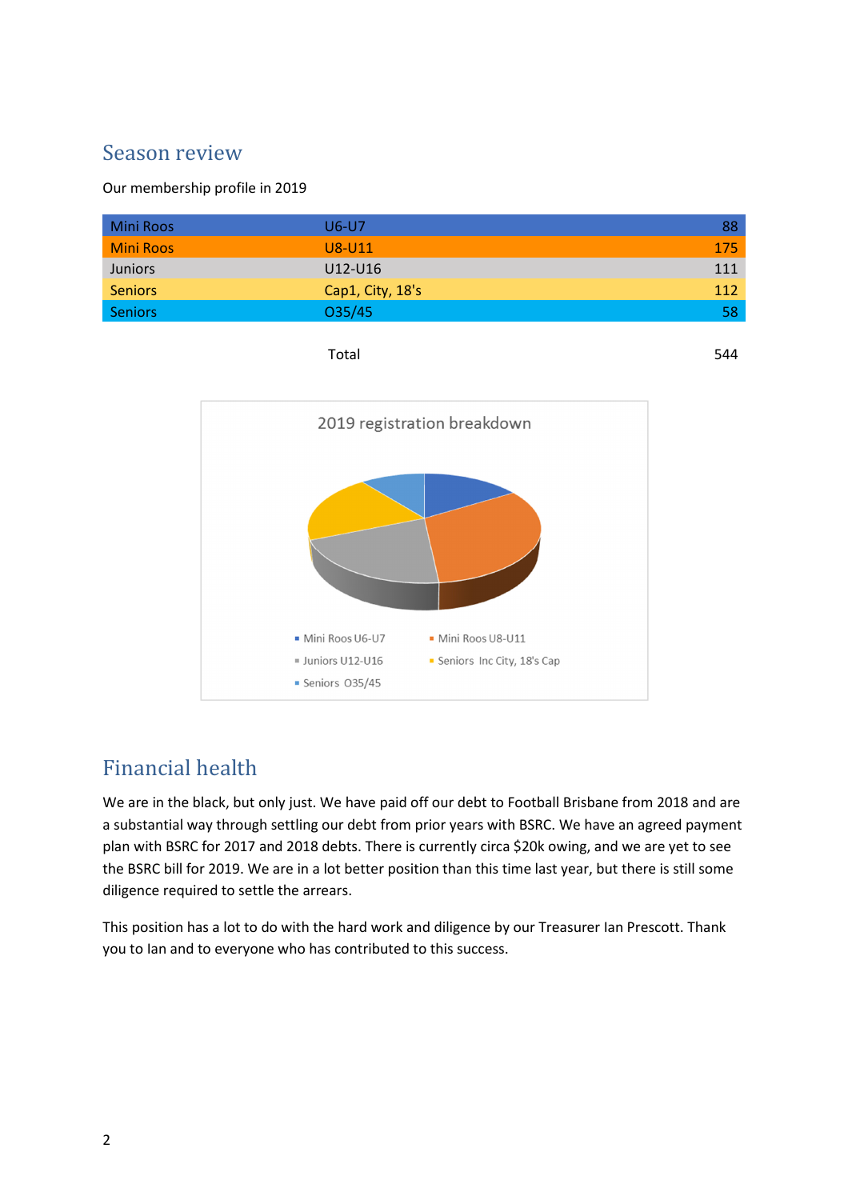## Season review

Our membership profile in 2019

| | | |
|---|---|---|
| Mini Roos | U6-U7 | 88 |
| Mini Roos | U8-U11 | 175 |
| Juniors | U12-U16 | 111 |
| Seniors | Cap1, City, 18's | 112 |
| Seniors | O35/45 | 58 |
| | Total | 544 |

2019 registration breakdown

- Mini Roos U6-U7
- Mini Roos U8-U11
- Juniors U12-U16
- Seniors Inc City, 18's Cap
- Seniors O35/45

## Financial health

We are in the black, but only just. We have paid off our debt to Football Brisbane from 2018 and are a substantial way through settling our debt from prior years with BSRC. We have an agreed payment plan with BSRC for 2017 and 2018 debts. There is currently circa $20k owing, and we are yet to see the BSRC bill for 2019. We are in a lot better position than this time last year, but there is still some diligence required to settle the arrears.

This position has a lot to do with the hard work and diligence by our Treasurer Ian Prescott. Thank you to Ian and to everyone who has contributed to this success.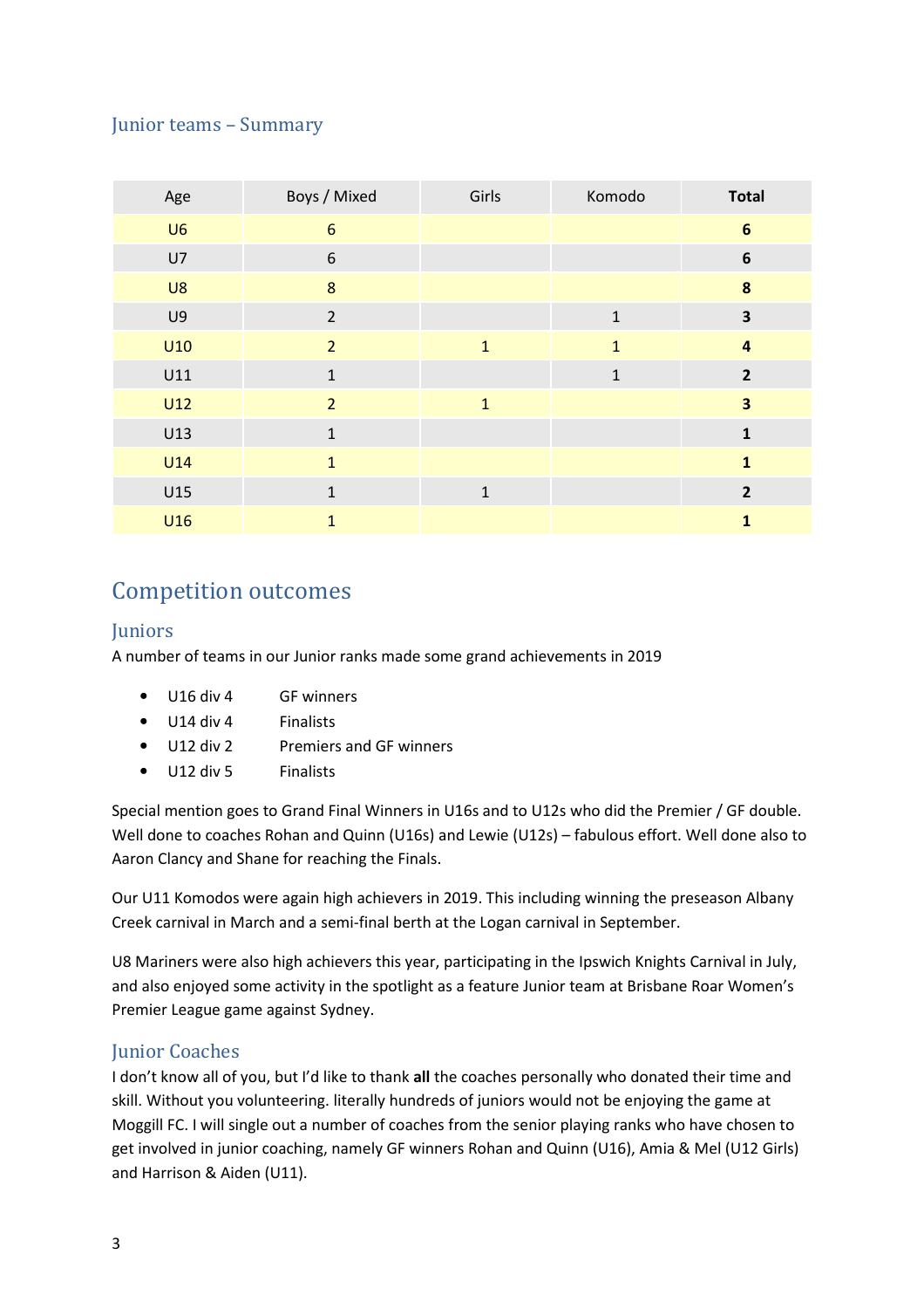## Junior teams – Summary

| Age | Boys / Mixed | Girls | Komodo | **Total** |
|---|---|---|---|---|
| U6 | 6 | | | **6** |
| U7 | 6 | | | **6** |
| U8 | 8 | | | **8** |
| U9 | 2 | | 1 | **3** |
| U10 | 2 | 1 | 1 | **4** |
| U11 | 1 | | 1 | **2** |
| U12 | 2 | 1 | | **3** |
| U13 | 1 | | | **1** |
| U14 | 1 | | | **1** |
| U15 | 1 | 1 | | **2** |
| U16 | 1 | | | **1** |

# Competition outcomes

## Juniors

A number of teams in our Junior ranks made some grand achievements in 2019

- U16 div 4 GF winners
- U14 div 4 Finalists
- U12 div 2 Premiers and GF winners
- U12 div 5 Finalists

Special mention goes to Grand Final Winners in U16s and to U12s who did the Premier / GF double. Well done to coaches Rohan and Quinn (U16s) and Lewie (U12s) – fabulous effort. Well done also to Aaron Clancy and Shane for reaching the Finals.

Our U11 Komodos were again high achievers in 2019. This including winning the preseason Albany Creek carnival in March and a semi-final berth at the Logan carnival in September.

U8 Mariners were also high achievers this year, participating in the Ipswich Knights Carnival in July, and also enjoyed some activity in the spotlight as a feature Junior team at Brisbane Roar Women's Premier League game against Sydney.

## Junior Coaches

I don't know all of you, but I'd like to thank **all** the coaches personally who donated their time and skill. Without you volunteering. literally hundreds of juniors would not be enjoying the game at Moggill FC. I will single out a number of coaches from the senior playing ranks who have chosen to get involved in junior coaching, namely GF winners Rohan and Quinn (U16), Amia & Mel (U12 Girls) and Harrison & Aiden (U11).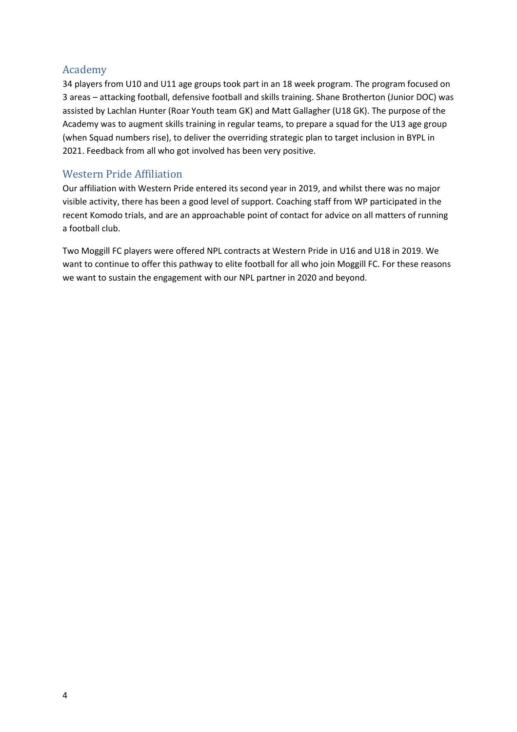## Academy

34 players from U10 and U11 age groups took part in an 18 week program. The program focused on 3 areas – attacking football, defensive football and skills training. Shane Brotherton (Junior DOC) was assisted by Lachlan Hunter (Roar Youth team GK) and Matt Gallagher (U18 GK). The purpose of the Academy was to augment skills training in regular teams, to prepare a squad for the U13 age group (when Squad numbers rise), to deliver the overriding strategic plan to target inclusion in BYPL in 2021. Feedback from all who got involved has been very positive.

## Western Pride Affiliation

Our affiliation with Western Pride entered its second year in 2019, and whilst there was no major visible activity, there has been a good level of support. Coaching staff from WP participated in the recent Komodo trials, and are an approachable point of contact for advice on all matters of running a football club.

Two Moggill FC players were offered NPL contracts at Western Pride in U16 and U18 in 2019. We want to continue to offer this pathway to elite football for all who join Moggill FC. For these reasons we want to sustain the engagement with our NPL partner in 2020 and beyond.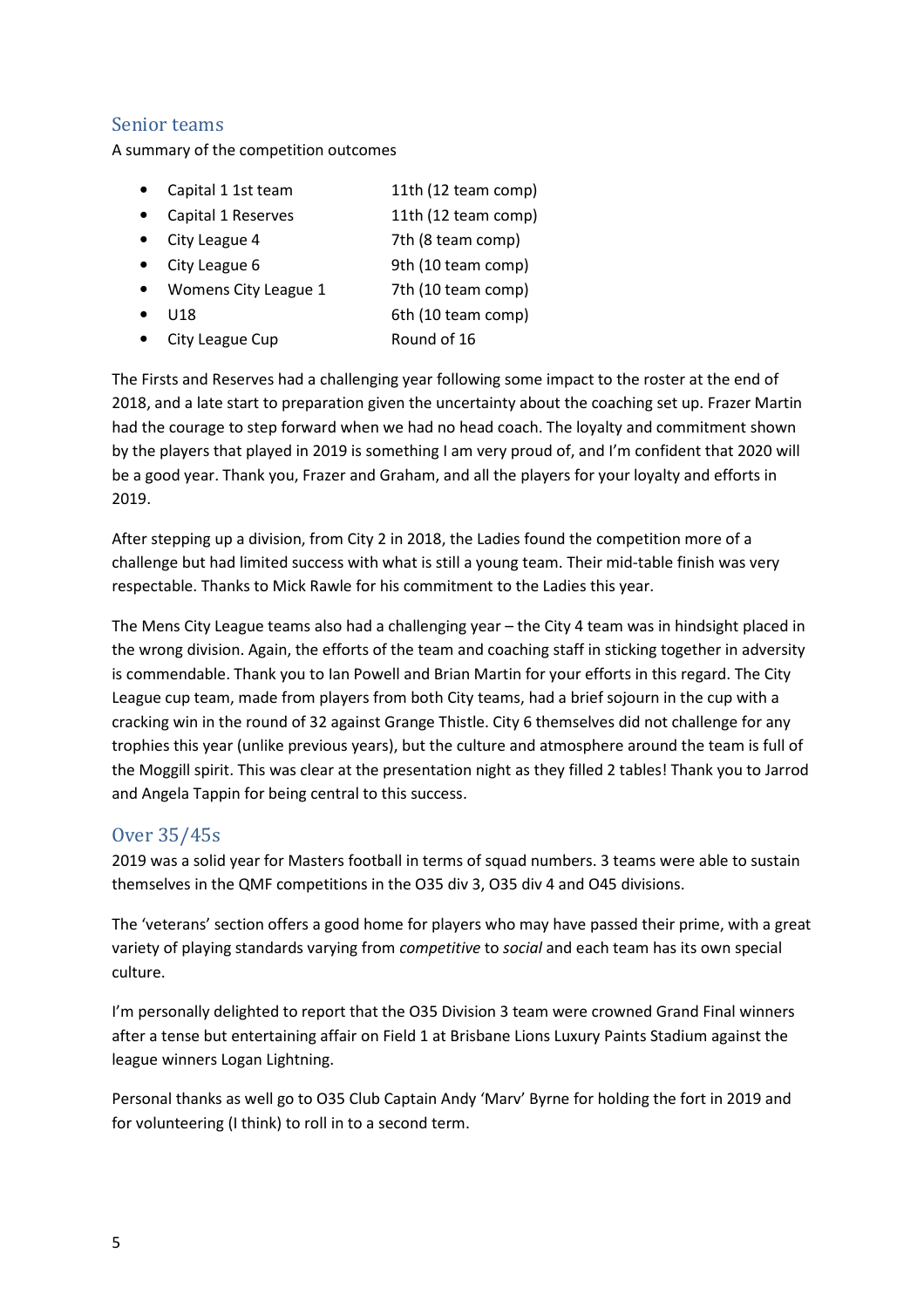## Senior teams

A summary of the competition outcomes

- Capital 1 1st team 11th (12 team comp)
- Capital 1 Reserves 11th (12 team comp)
- City League 4 7th (8 team comp)
- City League 6 9th (10 team comp)
- Womens City League 1 7th (10 team comp)
- U18 6th (10 team comp)
- City League Cup Round of 16

The Firsts and Reserves had a challenging year following some impact to the roster at the end of 2018, and a late start to preparation given the uncertainty about the coaching set up. Frazer Martin had the courage to step forward when we had no head coach. The loyalty and commitment shown by the players that played in 2019 is something I am very proud of, and I'm confident that 2020 will be a good year. Thank you, Frazer and Graham, and all the players for your loyalty and efforts in 2019.

After stepping up a division, from City 2 in 2018, the Ladies found the competition more of a challenge but had limited success with what is still a young team. Their mid-table finish was very respectable. Thanks to Mick Rawle for his commitment to the Ladies this year.

The Mens City League teams also had a challenging year – the City 4 team was in hindsight placed in the wrong division. Again, the efforts of the team and coaching staff in sticking together in adversity is commendable. Thank you to Ian Powell and Brian Martin for your efforts in this regard. The City League cup team, made from players from both City teams, had a brief sojourn in the cup with a cracking win in the round of 32 against Grange Thistle. City 6 themselves did not challenge for any trophies this year (unlike previous years), but the culture and atmosphere around the team is full of the Moggill spirit. This was clear at the presentation night as they filled 2 tables! Thank you to Jarrod and Angela Tappin for being central to this success.

## Over 35/45s

2019 was a solid year for Masters football in terms of squad numbers. 3 teams were able to sustain themselves in the QMF competitions in the O35 div 3, O35 div 4 and O45 divisions.

The 'veterans' section offers a good home for players who may have passed their prime, with a great variety of playing standards varying from *competitive* to *social* and each team has its own special culture.

I'm personally delighted to report that the O35 Division 3 team were crowned Grand Final winners after a tense but entertaining affair on Field 1 at Brisbane Lions Luxury Paints Stadium against the league winners Logan Lightning.

Personal thanks as well go to O35 Club Captain Andy 'Marv' Byrne for holding the fort in 2019 and for volunteering (I think) to roll in to a second term.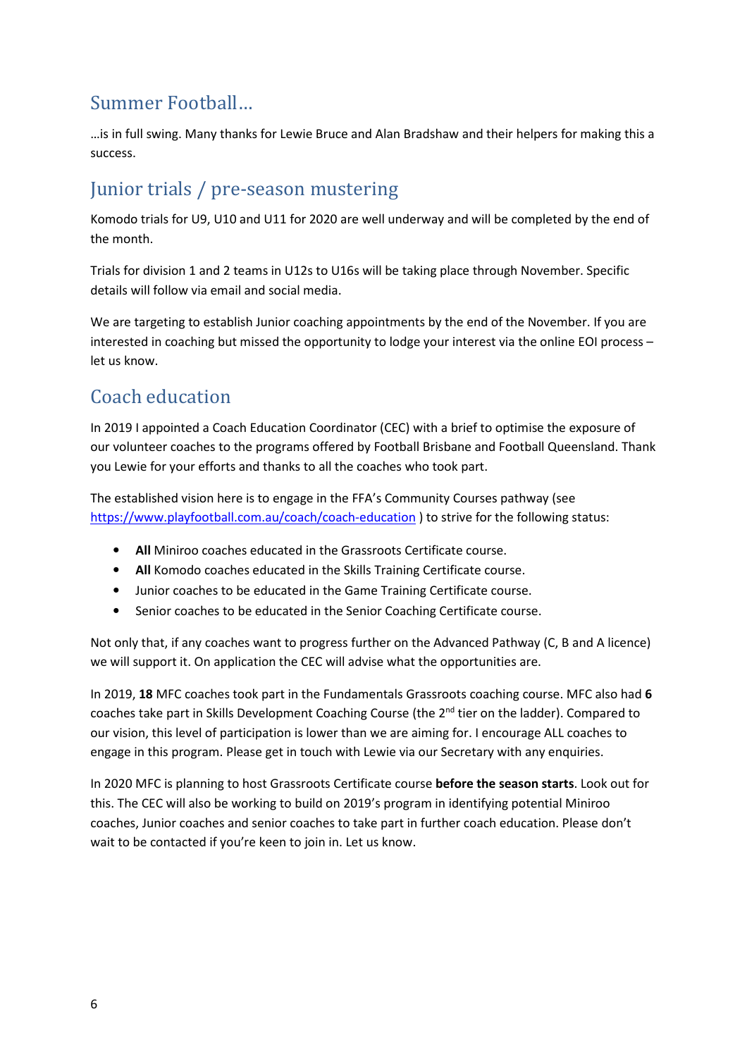## Summer Football…

…is in full swing. Many thanks for Lewie Bruce and Alan Bradshaw and their helpers for making this a success.

## Junior trials / pre-season mustering

Komodo trials for U9, U10 and U11 for 2020 are well underway and will be completed by the end of the month.

Trials for division 1 and 2 teams in U12s to U16s will be taking place through November. Specific details will follow via email and social media.

We are targeting to establish Junior coaching appointments by the end of the November. If you are interested in coaching but missed the opportunity to lodge your interest via the online EOI process – let us know.

## Coach education

In 2019 I appointed a Coach Education Coordinator (CEC) with a brief to optimise the exposure of our volunteer coaches to the programs offered by Football Brisbane and Football Queensland. Thank you Lewie for your efforts and thanks to all the coaches who took part.

The established vision here is to engage in the FFA's Community Courses pathway (see https://www.playfootball.com.au/coach/coach-education ) to strive for the following status:

- **All** Miniroo coaches educated in the Grassroots Certificate course.
- **All** Komodo coaches educated in the Skills Training Certificate course.
- Junior coaches to be educated in the Game Training Certificate course.
- Senior coaches to be educated in the Senior Coaching Certificate course.

Not only that, if any coaches want to progress further on the Advanced Pathway (C, B and A licence) we will support it. On application the CEC will advise what the opportunities are.

In 2019, **18** MFC coaches took part in the Fundamentals Grassroots coaching course. MFC also had **6** coaches take part in Skills Development Coaching Course (the 2nd tier on the ladder). Compared to our vision, this level of participation is lower than we are aiming for. I encourage ALL coaches to engage in this program. Please get in touch with Lewie via our Secretary with any enquiries.

In 2020 MFC is planning to host Grassroots Certificate course **before the season starts**. Look out for this. The CEC will also be working to build on 2019's program in identifying potential Miniroo coaches, Junior coaches and senior coaches to take part in further coach education. Please don't wait to be contacted if you're keen to join in. Let us know.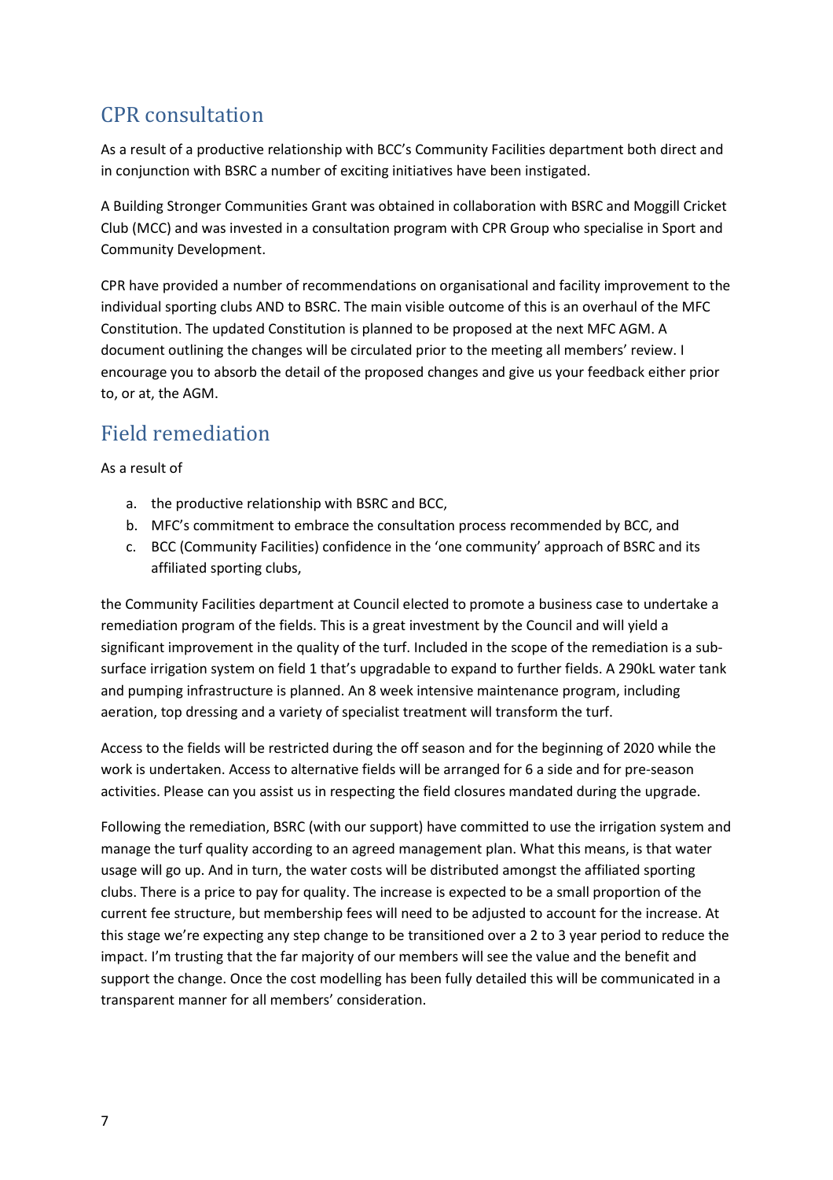## CPR consultation

As a result of a productive relationship with BCC's Community Facilities department both direct and in conjunction with BSRC a number of exciting initiatives have been instigated.

A Building Stronger Communities Grant was obtained in collaboration with BSRC and Moggill Cricket Club (MCC) and was invested in a consultation program with CPR Group who specialise in Sport and Community Development.

CPR have provided a number of recommendations on organisational and facility improvement to the individual sporting clubs AND to BSRC. The main visible outcome of this is an overhaul of the MFC Constitution. The updated Constitution is planned to be proposed at the next MFC AGM. A document outlining the changes will be circulated prior to the meeting all members' review. I encourage you to absorb the detail of the proposed changes and give us your feedback either prior to, or at, the AGM.

## Field remediation

As a result of

a. the productive relationship with BSRC and BCC,
b. MFC's commitment to embrace the consultation process recommended by BCC, and
c. BCC (Community Facilities) confidence in the 'one community' approach of BSRC and its affiliated sporting clubs,

the Community Facilities department at Council elected to promote a business case to undertake a remediation program of the fields. This is a great investment by the Council and will yield a significant improvement in the quality of the turf. Included in the scope of the remediation is a sub-surface irrigation system on field 1 that's upgradable to expand to further fields. A 290kL water tank and pumping infrastructure is planned. An 8 week intensive maintenance program, including aeration, top dressing and a variety of specialist treatment will transform the turf.

Access to the fields will be restricted during the off season and for the beginning of 2020 while the work is undertaken. Access to alternative fields will be arranged for 6 a side and for pre-season activities. Please can you assist us in respecting the field closures mandated during the upgrade.

Following the remediation, BSRC (with our support) have committed to use the irrigation system and manage the turf quality according to an agreed management plan. What this means, is that water usage will go up. And in turn, the water costs will be distributed amongst the affiliated sporting clubs. There is a price to pay for quality. The increase is expected to be a small proportion of the current fee structure, but membership fees will need to be adjusted to account for the increase. At this stage we're expecting any step change to be transitioned over a 2 to 3 year period to reduce the impact. I'm trusting that the far majority of our members will see the value and the benefit and support the change. Once the cost modelling has been fully detailed this will be communicated in a transparent manner for all members' consideration.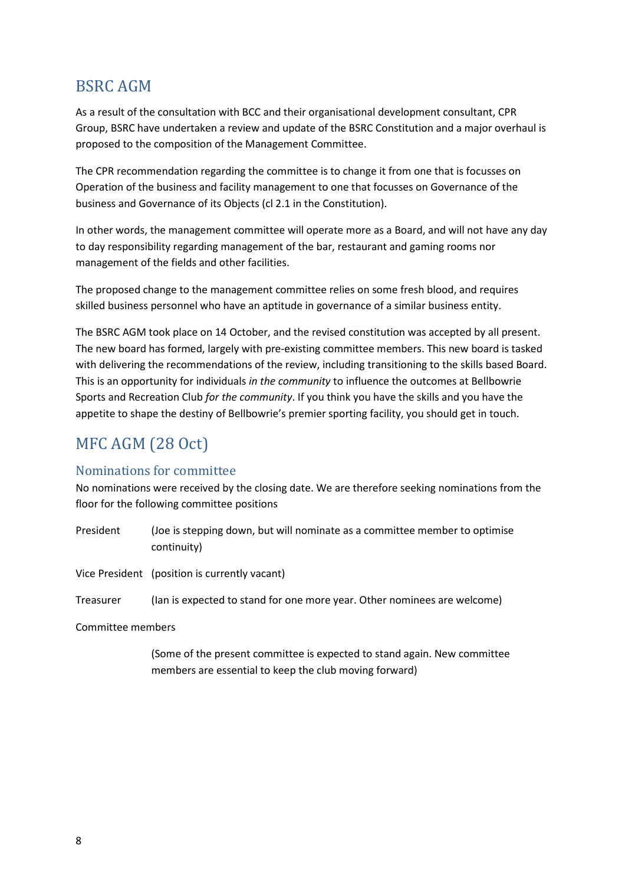## BSRC AGM

As a result of the consultation with BCC and their organisational development consultant, CPR Group, BSRC have undertaken a review and update of the BSRC Constitution and a major overhaul is proposed to the composition of the Management Committee.

The CPR recommendation regarding the committee is to change it from one that is focusses on Operation of the business and facility management to one that focusses on Governance of the business and Governance of its Objects (cl 2.1 in the Constitution).

In other words, the management committee will operate more as a Board, and will not have any day to day responsibility regarding management of the bar, restaurant and gaming rooms nor management of the fields and other facilities.

The proposed change to the management committee relies on some fresh blood, and requires skilled business personnel who have an aptitude in governance of a similar business entity.

The BSRC AGM took place on 14 October, and the revised constitution was accepted by all present. The new board has formed, largely with pre-existing committee members. This new board is tasked with delivering the recommendations of the review, including transitioning to the skills based Board. This is an opportunity for individuals *in the community* to influence the outcomes at Bellbowrie Sports and Recreation Club *for the community*. If you think you have the skills and you have the appetite to shape the destiny of Bellbowrie's premier sporting facility, you should get in touch.

## MFC AGM (28 Oct)

### Nominations for committee

No nominations were received by the closing date. We are therefore seeking nominations from the floor for the following committee positions

President (Joe is stepping down, but will nominate as a committee member to optimise continuity)

Vice President (position is currently vacant)

Treasurer (Ian is expected to stand for one more year. Other nominees are welcome)

Committee members

(Some of the present committee is expected to stand again. New committee members are essential to keep the club moving forward)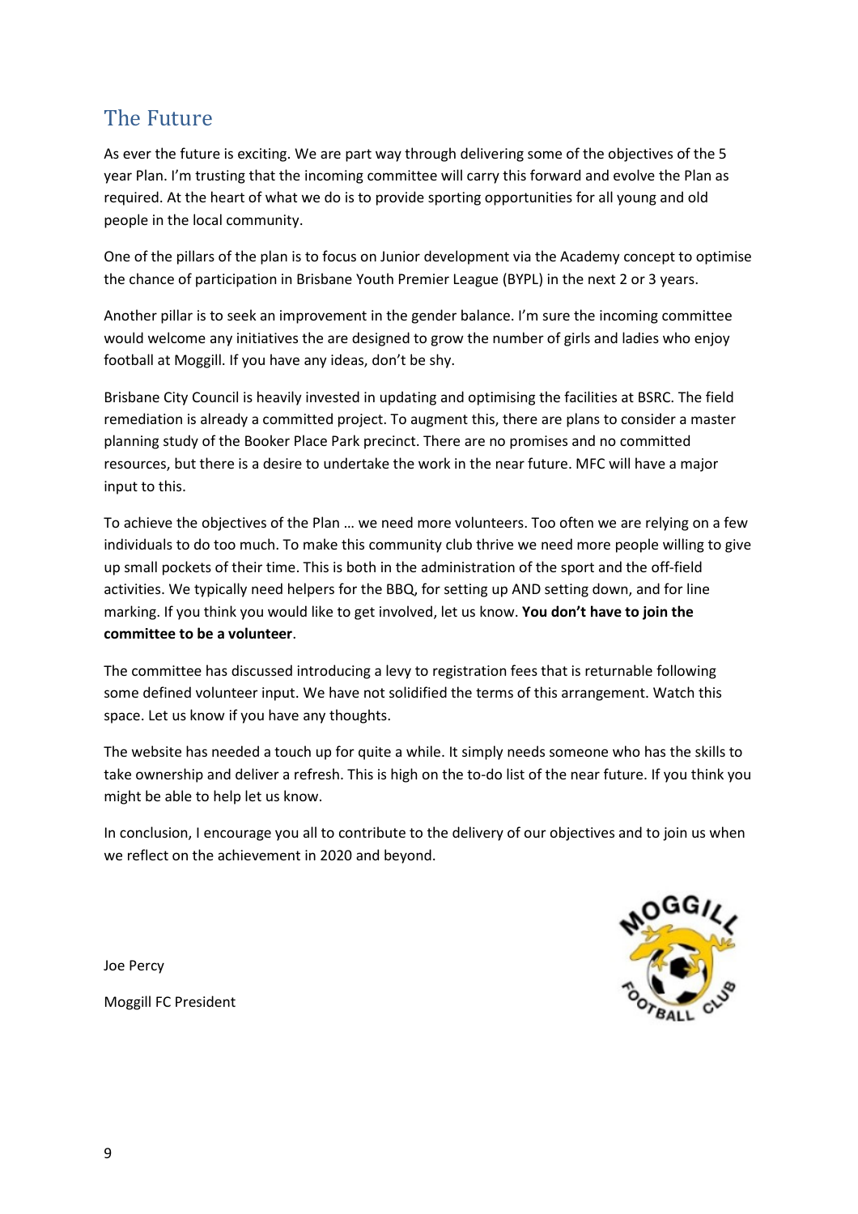## The Future

As ever the future is exciting. We are part way through delivering some of the objectives of the 5 year Plan. I'm trusting that the incoming committee will carry this forward and evolve the Plan as required. At the heart of what we do is to provide sporting opportunities for all young and old people in the local community.

One of the pillars of the plan is to focus on Junior development via the Academy concept to optimise the chance of participation in Brisbane Youth Premier League (BYPL) in the next 2 or 3 years.

Another pillar is to seek an improvement in the gender balance. I'm sure the incoming committee would welcome any initiatives the are designed to grow the number of girls and ladies who enjoy football at Moggill. If you have any ideas, don't be shy.

Brisbane City Council is heavily invested in updating and optimising the facilities at BSRC. The field remediation is already a committed project. To augment this, there are plans to consider a master planning study of the Booker Place Park precinct. There are no promises and no committed resources, but there is a desire to undertake the work in the near future. MFC will have a major input to this.

To achieve the objectives of the Plan … we need more volunteers. Too often we are relying on a few individuals to do too much. To make this community club thrive we need more people willing to give up small pockets of their time. This is both in the administration of the sport and the off-field activities. We typically need helpers for the BBQ, for setting up AND setting down, and for line marking. If you think you would like to get involved, let us know. **You don't have to join the committee to be a volunteer**.

The committee has discussed introducing a levy to registration fees that is returnable following some defined volunteer input. We have not solidified the terms of this arrangement. Watch this space. Let us know if you have any thoughts.

The website has needed a touch up for quite a while. It simply needs someone who has the skills to take ownership and deliver a refresh. This is high on the to-do list of the near future. If you think you might be able to help let us know.

In conclusion, I encourage you all to contribute to the delivery of our objectives and to join us when we reflect on the achievement in 2020 and beyond.

Joe Percy

Moggill FC President